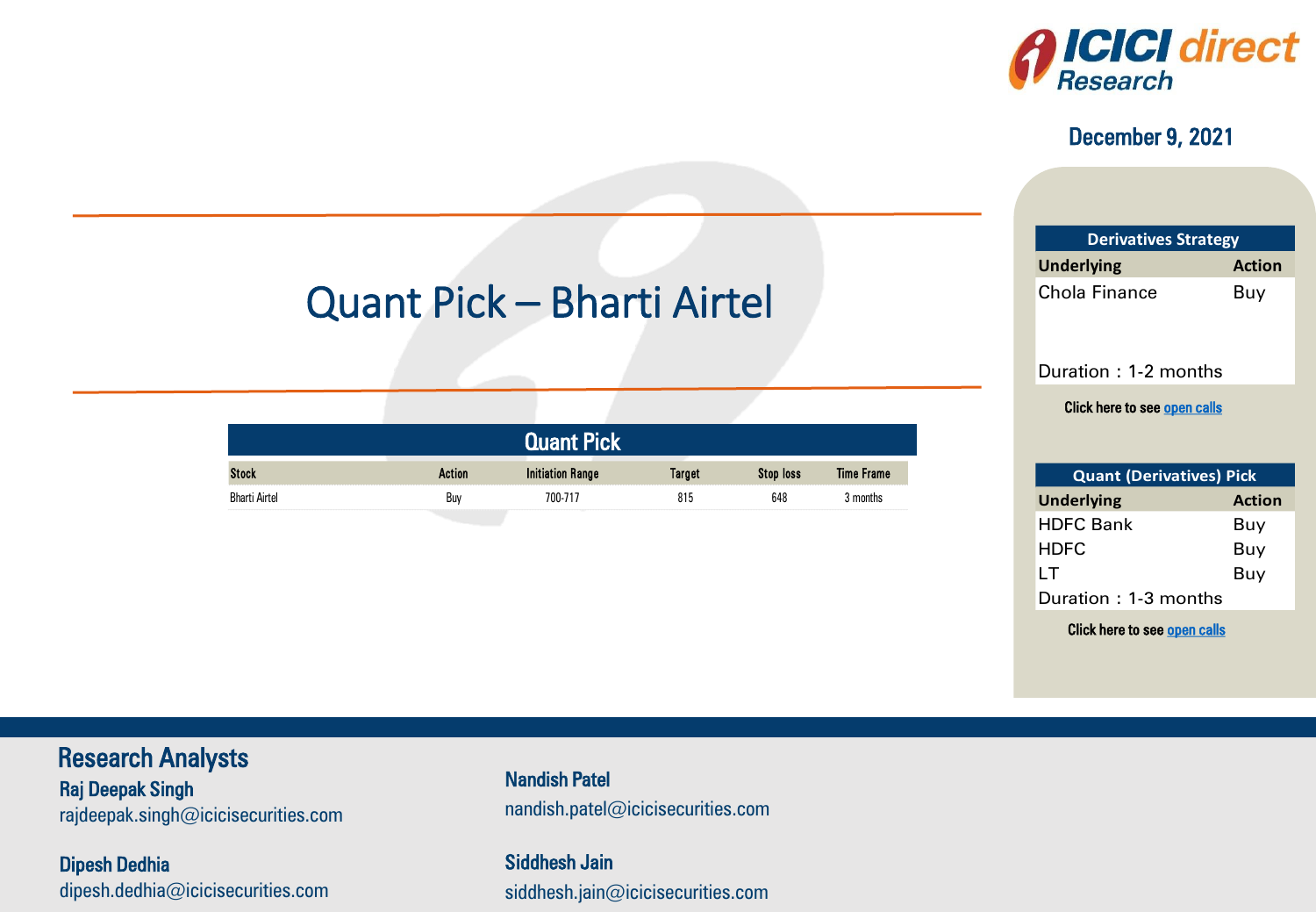December 9, 2021

# Quant Pick – Bharti Airtel

| Quant Pick | | | | | |
|---|---|---|---|---|---|
| Stock | Action | Initiation Range | Target | Stop loss | Time Frame |
| Bharti Airtel | Buy | 700-717 | 815 | 648 | 3 months |

| Derivatives Strategy | |
|---|---|
| Underlying | Action |
| Chola Finance | Buy |
| Duration : 1-2 months | |

Click here to see open calls

| Quant (Derivatives) Pick | |
|---|---|
| Underlying | Action |
| HDFC Bank | Buy |
| HDFC | Buy |
| LT | Buy |
| Duration : 1-3 months | |

Click here to see open calls

## Research Analysts

**Raj Deepak Singh**
rajdeepak.singh@icicisecurities.com

**Dipesh Dedhia**
dipesh.dedhia@icicisecurities.com

**Nandish Patel**
nandish.patel@icicisecurities.com

**Siddhesh Jain**
siddhesh.jain@icicisecurities.com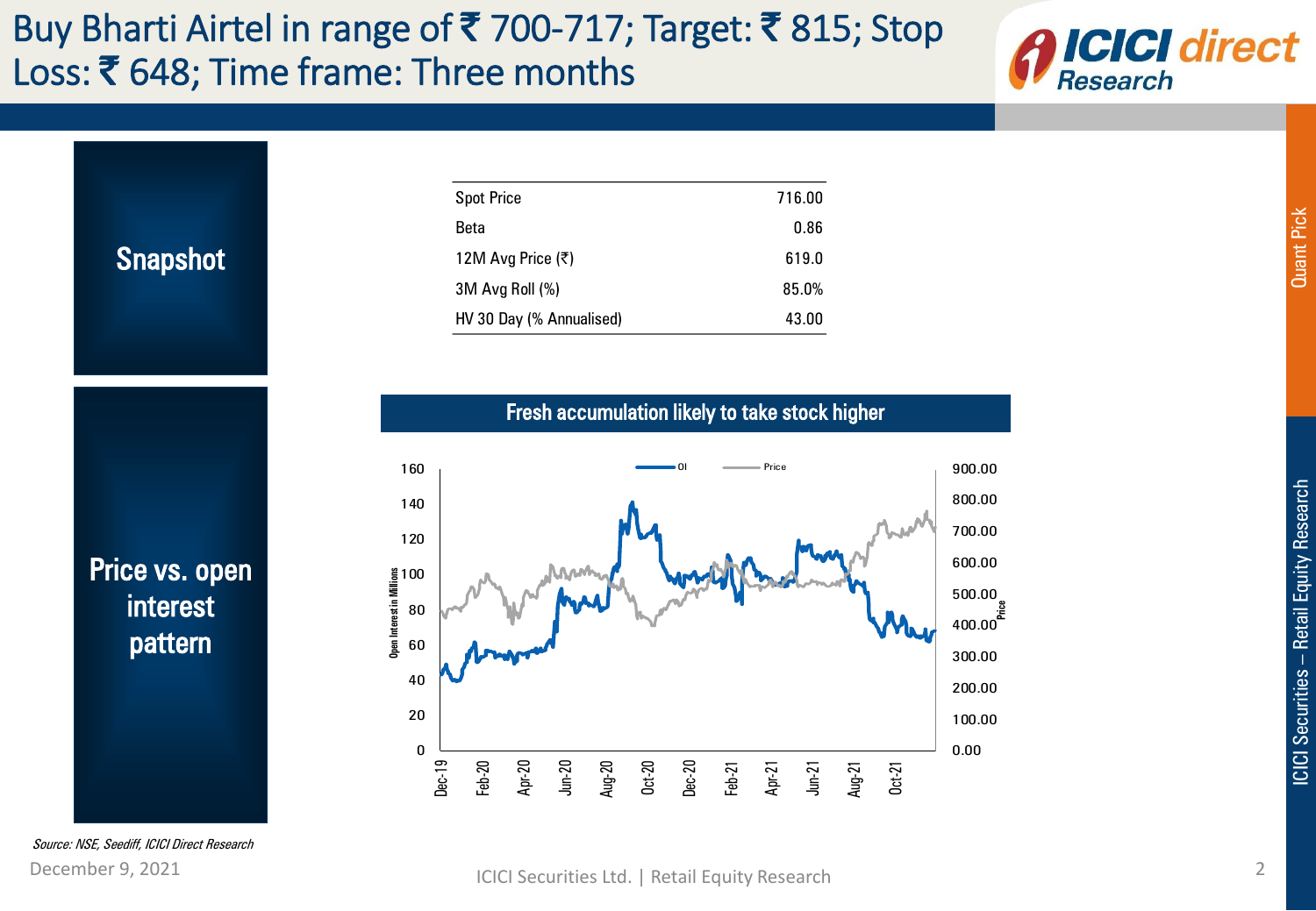# Buy Bharti Airtel in range of ₹ 700-717; Target: ₹ 815; Stop Loss: ₹ 648; Time frame: Three months

## Snapshot

| Spot Price | 716.00 |
|---|---|
| Beta | 0.86 |
| 12M Avg Price (₹) | 619.0 |
| 3M Avg Roll (%) | 85.0% |
| HV 30 Day (% Annualised) | 43.00 |

## Price vs. open interest pattern

**Fresh accumulation likely to take stock higher**

Source: NSE, Seediff, ICICI Direct Research

December 9, 2021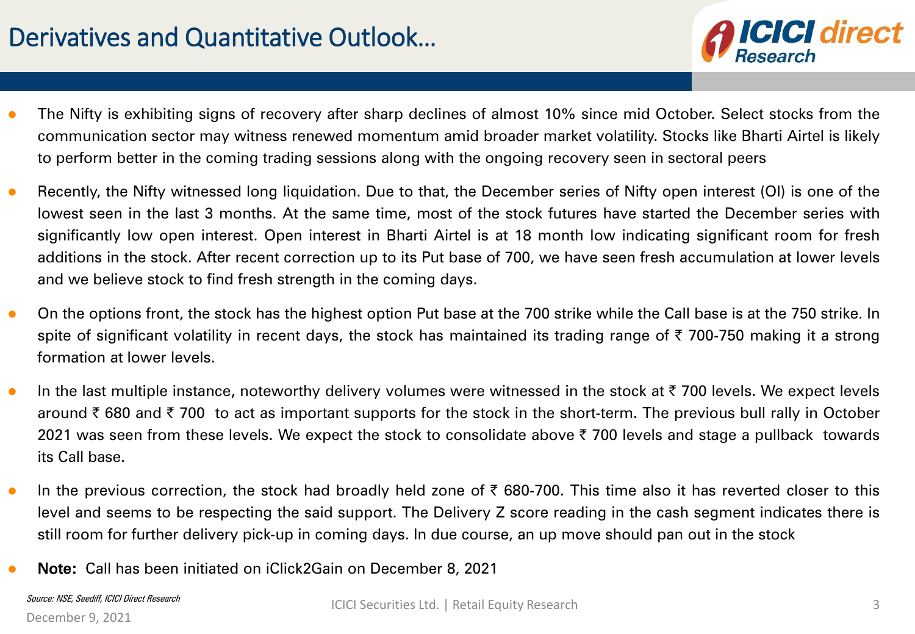# Derivatives and Quantitative Outlook…

- The Nifty is exhibiting signs of recovery after sharp declines of almost 10% since mid October. Select stocks from the communication sector may witness renewed momentum amid broader market volatility. Stocks like Bharti Airtel is likely to perform better in the coming trading sessions along with the ongoing recovery seen in sectoral peers
- Recently, the Nifty witnessed long liquidation. Due to that, the December series of Nifty open interest (OI) is one of the lowest seen in the last 3 months. At the same time, most of the stock futures have started the December series with significantly low open interest. Open interest in Bharti Airtel is at 18 month low indicating significant room for fresh additions in the stock. After recent correction up to its Put base of 700, we have seen fresh accumulation at lower levels and we believe stock to find fresh strength in the coming days.
- On the options front, the stock has the highest option Put base at the 700 strike while the Call base is at the 750 strike. In spite of significant volatility in recent days, the stock has maintained its trading range of ₹ 700-750 making it a strong formation at lower levels.
- In the last multiple instance, noteworthy delivery volumes were witnessed in the stock at ₹ 700 levels. We expect levels around ₹ 680 and ₹ 700 to act as important supports for the stock in the short-term. The previous bull rally in October 2021 was seen from these levels. We expect the stock to consolidate above ₹ 700 levels and stage a pullback towards its Call base.
- In the previous correction, the stock had broadly held zone of ₹ 680-700. This time also it has reverted closer to this level and seems to be respecting the said support. The Delivery Z score reading in the cash segment indicates there is still room for further delivery pick-up in coming days. In due course, an up move should pan out in the stock
- **Note:** Call has been initiated on iClick2Gain on December 8, 2021

*Source: NSE, Seediff, ICICI Direct Research*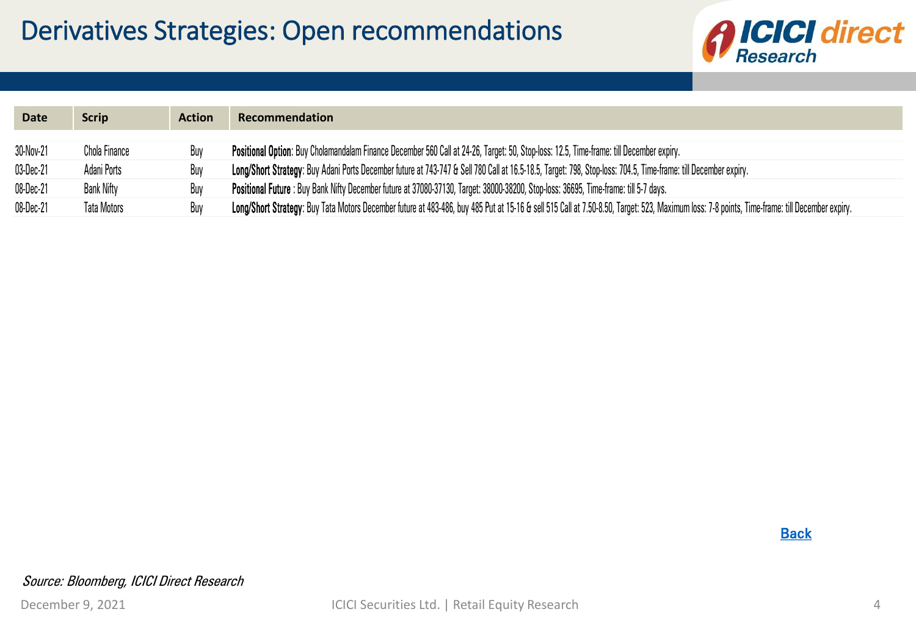# Derivatives Strategies: Open recommendations

| Date | Scrip | Action | Recommendation |
|---|---|---|---|
| 30-Nov-21 | Chola Finance | Buy | **Positional Option**: Buy Cholamandalam Finance December 560 Call at 24-26, Target: 50, Stop-loss: 12.5, Time-frame: till December expiry. |
| 03-Dec-21 | Adani Ports | Buy | **Long/Short Strategy**: Buy Adani Ports December future at 743-747 & Sell 780 Call at 16.5-18.5, Target: 798, Stop-loss: 704.5, Time-frame: till December expiry. |
| 08-Dec-21 | Bank Nifty | Buy | **Positional Future** : Buy Bank Nifty December future at 37080-37130, Target: 38000-38200, Stop-loss: 36695, Time-frame: till 5-7 days. |
| 08-Dec-21 | Tata Motors | Buy | **Long/Short Strategy**: Buy Tata Motors December future at 483-486, buy 485 Put at 15-16 & sell 515 Call at 7.50-8.50, Target: 523, Maximum loss: 7-8 points, Time-frame: till December expiry. |

Back

*Source: Bloomberg, ICICI Direct Research*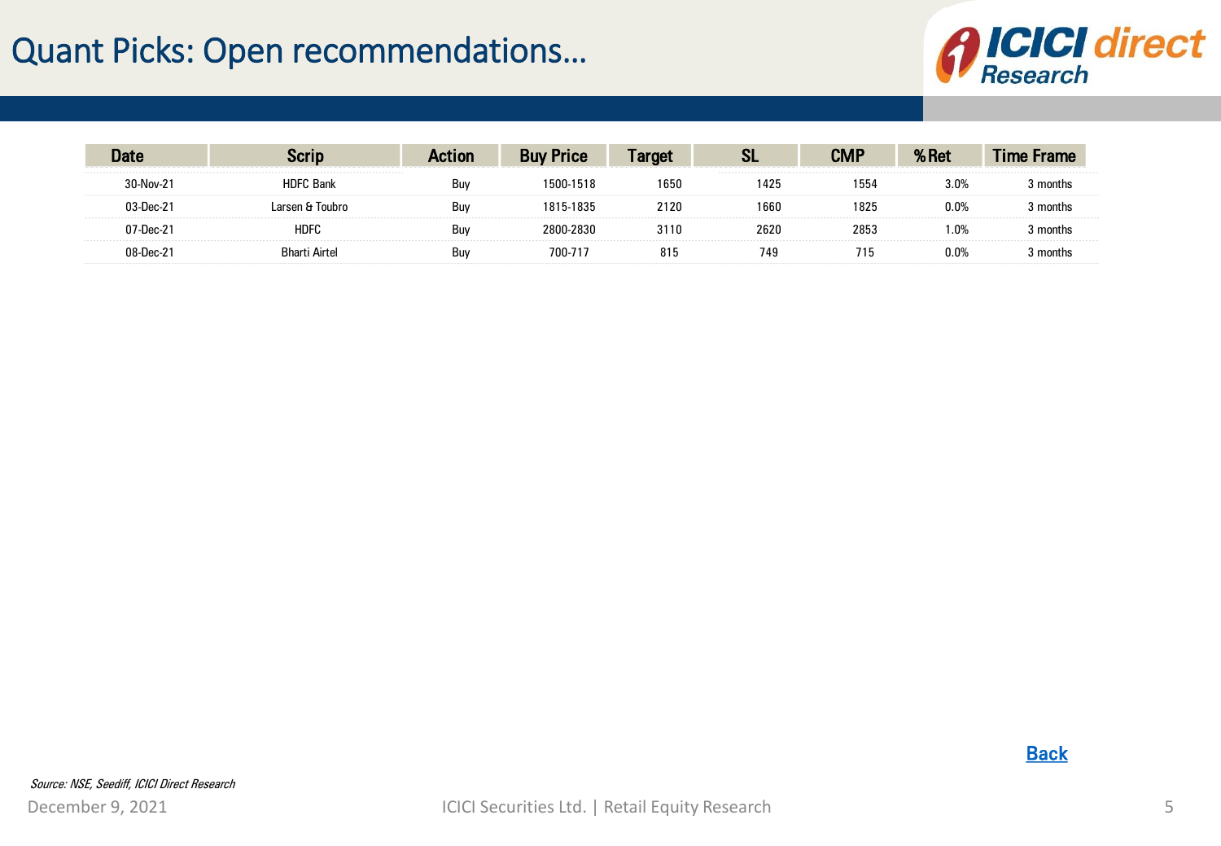# Quant Picks: Open recommendations…

| Date | Scrip | Action | Buy Price | Target | SL | CMP | % Ret | Time Frame |
|---|---|---|---|---|---|---|---|---|
| 30-Nov-21 | HDFC Bank | Buy | 1500-1518 | 1650 | 1425 | 1554 | 3.0% | 3 months |
| 03-Dec-21 | Larsen & Toubro | Buy | 1815-1835 | 2120 | 1660 | 1825 | 0.0% | 3 months |
| 07-Dec-21 | HDFC | Buy | 2800-2830 | 3110 | 2620 | 2853 | 1.0% | 3 months |
| 08-Dec-21 | Bharti Airtel | Buy | 700-717 | 815 | 749 | 715 | 0.0% | 3 months |

Back

*Source: NSE, Seediff, ICICI Direct Research*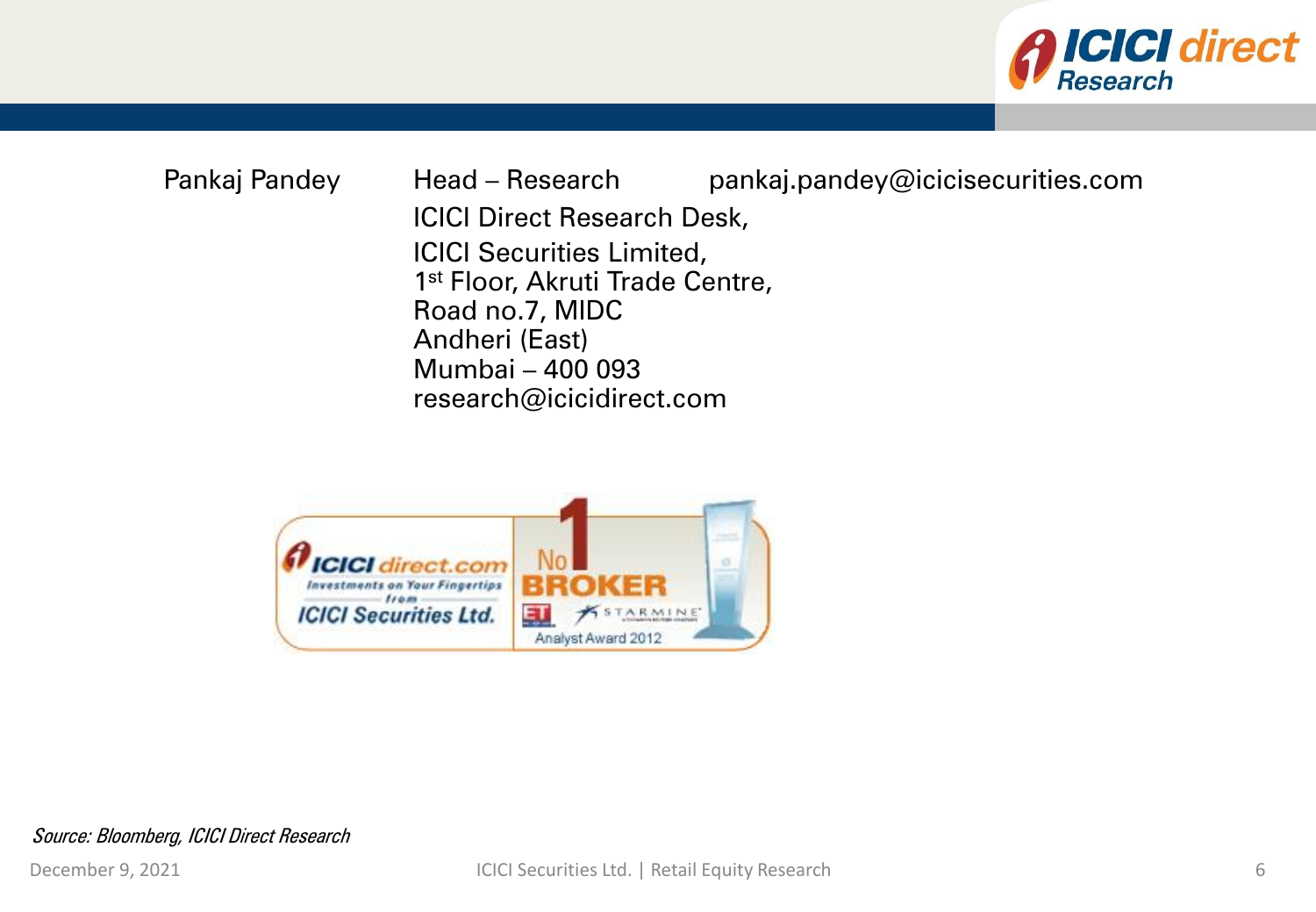Pankaj Pandey — Head – Research — pankaj.pandey@icicisecurities.com

ICICI Direct Research Desk,
ICICI Securities Limited,
1st Floor, Akruti Trade Centre,
Road no.7, MIDC
Andheri (East)
Mumbai – 400 093
research@icicidirect.com

*Source: Bloomberg, ICICI Direct Research*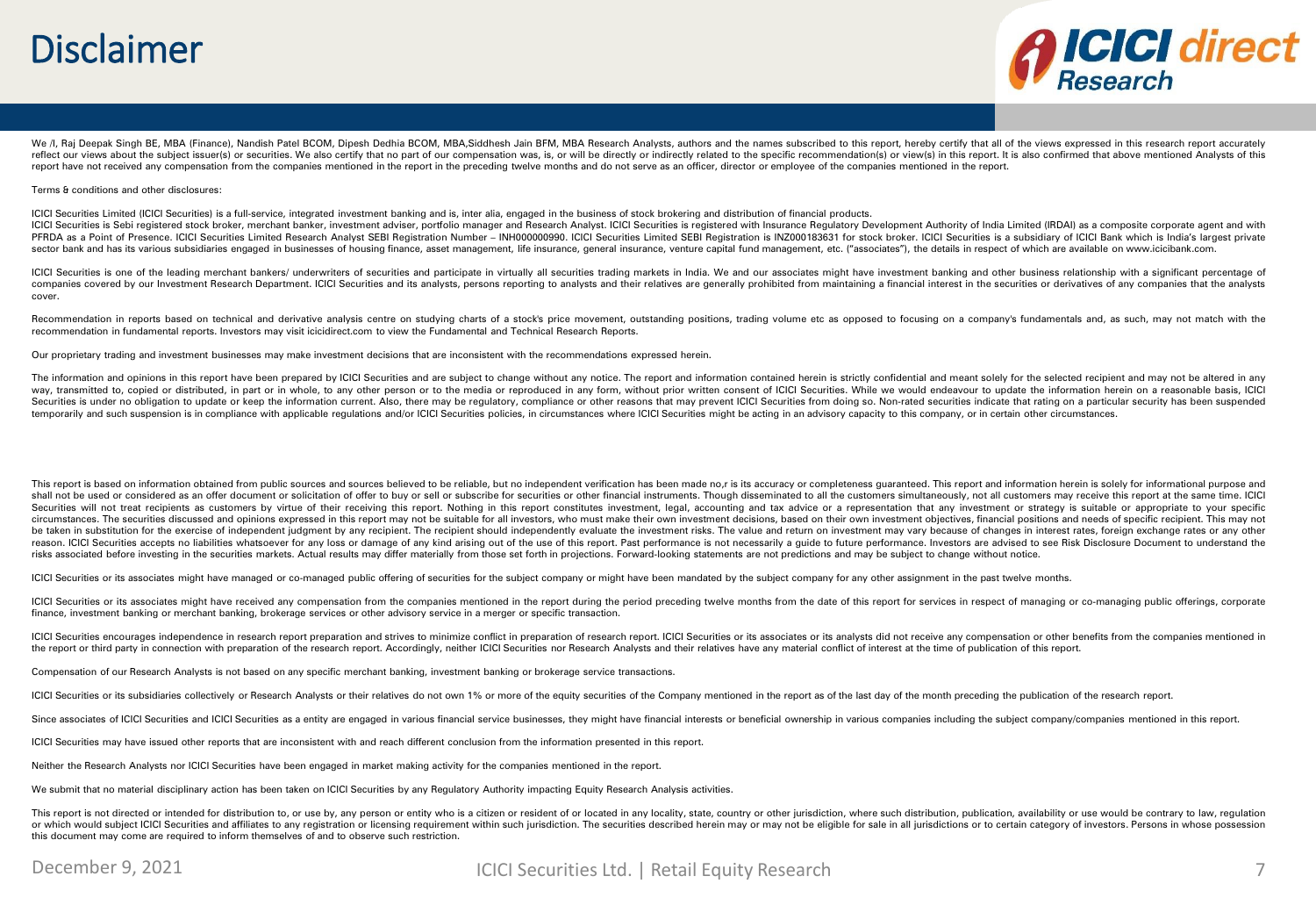# Disclaimer

We /I, Raj Deepak Singh BE, MBA (Finance), Nandish Patel BCOM, Dipesh Dedhia BCOM, MBA,Siddhesh Jain BFM, MBA Research Analysts, authors and the names subscribed to this report, hereby certify that all of the views expressed in this research report accurately reflect our views about the subject issuer(s) or securities. We also certify that no part of our compensation was, is, or will be directly or indirectly related to the specific recommendation(s) or view(s) in this report. It is also confirmed that above mentioned Analysts of this report have not received any compensation from the companies mentioned in the report in the preceding twelve months and do not serve as an officer, director or employee of the companies mentioned in the report.

Terms & conditions and other disclosures:

ICICI Securities Limited (ICICI Securities) is a full-service, integrated investment banking and is, inter alia, engaged in the business of stock brokering and distribution of financial products.
ICICI Securities is Sebi registered stock broker, merchant banker, investment adviser, portfolio manager and Research Analyst. ICICI Securities is registered with Insurance Regulatory Development Authority of India Limited (IRDAI) as a composite corporate agent and with PFRDA as a Point of Presence. ICICI Securities Limited Research Analyst SEBI Registration Number – INH000000990. ICICI Securities Limited SEBI Registration is INZ000183631 for stock broker. ICICI Securities is a subsidiary of ICICI Bank which is India's largest private sector bank and has its various subsidiaries engaged in businesses of housing finance, asset management, life insurance, general insurance, venture capital fund management, etc. ("associates"), the details in respect of which are available on www.icicibank.com.

ICICI Securities is one of the leading merchant bankers/ underwriters of securities and participate in virtually all securities trading markets in India. We and our associates might have investment banking and other business relationship with a significant percentage of companies covered by our Investment Research Department. ICICI Securities and its analysts, persons reporting to analysts and their relatives are generally prohibited from maintaining a financial interest in the securities or derivatives of any companies that the analysts cover.

Recommendation in reports based on technical and derivative analysis centre on studying charts of a stock's price movement, outstanding positions, trading volume etc as opposed to focusing on a company's fundamentals and, as such, may not match with the recommendation in fundamental reports. Investors may visit icicidirect.com to view the Fundamental and Technical Research Reports.

Our proprietary trading and investment businesses may make investment decisions that are inconsistent with the recommendations expressed herein.

The information and opinions in this report have been prepared by ICICI Securities and are subject to change without any notice. The report and information contained herein is strictly confidential and meant solely for the selected recipient and may not be altered in any way, transmitted to, copied or distributed, in part or in whole, to any other person or to the media or reproduced in any form, without prior written consent of ICICI Securities. While we would endeavour to update the information herein on a reasonable basis, ICICI Securities is under no obligation to update or keep the information current. Also, there may be regulatory, compliance or other reasons that may prevent ICICI Securities from doing so. Non-rated securities indicate that rating on a particular security has been suspended temporarily and such suspension is in compliance with applicable regulations and/or ICICI Securities policies, in circumstances where ICICI Securities might be acting in an advisory capacity to this company, or in certain other circumstances.

This report is based on information obtained from public sources and sources believed to be reliable, but no independent verification has been made no,r is its accuracy or completeness guaranteed. This report and information herein is solely for informational purpose and shall not be used or considered as an offer document or solicitation of offer to buy or sell or subscribe for securities or other financial instruments. Though disseminated to all the customers simultaneously, not all customers may receive this report at the same time. ICICI Securities will not treat recipients as customers by virtue of their receiving this report. Nothing in this report constitutes investment, legal, accounting and tax advice or a representation that any investment or strategy is suitable or appropriate to your specific circumstances. The securities discussed and opinions expressed in this report may not be suitable for all investors, who must make their own investment decisions, based on their own investment objectives, financial positions and needs of specific recipient. This may not be taken in substitution for the exercise of independent judgment by any recipient. The recipient should independently evaluate the investment risks. The value and return on investment may vary because of changes in interest rates, foreign exchange rates or any other reason. ICICI Securities accepts no liabilities whatsoever for any loss or damage of any kind arising out of the use of this report. Past performance is not necessarily a guide to future performance. Investors are advised to see Risk Disclosure Document to understand the risks associated before investing in the securities markets. Actual results may differ materially from those set forth in projections. Forward-looking statements are not predictions and may be subject to change without notice.

ICICI Securities or its associates might have managed or co-managed public offering of securities for the subject company or might have been mandated by the subject company for any other assignment in the past twelve months.

ICICI Securities or its associates might have received any compensation from the companies mentioned in the report during the period preceding twelve months from the date of this report for services in respect of managing or co-managing public offerings, corporate finance, investment banking or merchant banking, brokerage services or other advisory service in a merger or specific transaction.

ICICI Securities encourages independence in research report preparation and strives to minimize conflict in preparation of research report. ICICI Securities or its associates or its analysts did not receive any compensation or other benefits from the companies mentioned in the report or third party in connection with preparation of the research report. Accordingly, neither ICICI Securities nor Research Analysts and their relatives have any material conflict of interest at the time of publication of this report.

Compensation of our Research Analysts is not based on any specific merchant banking, investment banking or brokerage service transactions.

ICICI Securities or its subsidiaries collectively or Research Analysts or their relatives do not own 1% or more of the equity securities of the Company mentioned in the report as of the last day of the month preceding the publication of the research report.

Since associates of ICICI Securities and ICICI Securities as a entity are engaged in various financial service businesses, they might have financial interests or beneficial ownership in various companies including the subject company/companies mentioned in this report.

ICICI Securities may have issued other reports that are inconsistent with and reach different conclusion from the information presented in this report.

Neither the Research Analysts nor ICICI Securities have been engaged in market making activity for the companies mentioned in the report.

We submit that no material disciplinary action has been taken on ICICI Securities by any Regulatory Authority impacting Equity Research Analysis activities.

This report is not directed or intended for distribution to, or use by, any person or entity who is a citizen or resident of or located in any locality, state, country or other jurisdiction, where such distribution, publication, availability or use would be contrary to law, regulation or which would subject ICICI Securities and affiliates to any registration or licensing requirement within such jurisdiction. The securities described herein may or may not be eligible for sale in all jurisdictions or to certain category of investors. Persons in whose possession this document may come are required to inform themselves of and to observe such restriction.

December 9, 2021